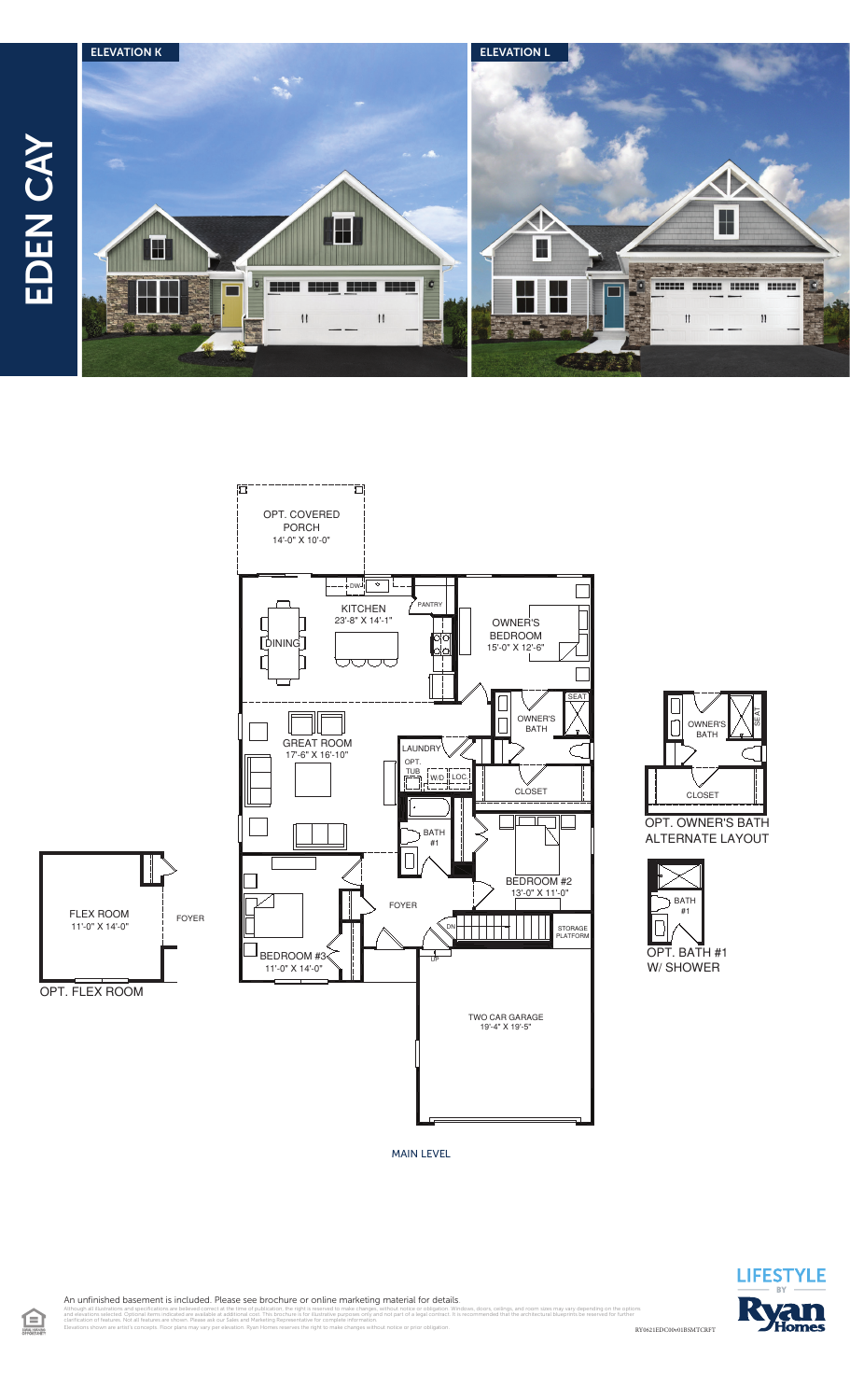# EDEN CAY

ELEVATION K

ELEVATION L

OPT. COVERED PORCH
14'-0" X 10'-0"

KITCHEN
23'-8" X 14'-1"

DINING

PANTRY

DW

OWNER'S BEDROOM
15'-0" X 12'-6"

OWNER'S BATH

SEAT

GREAT ROOM
17'-6" X 16'-10"

LAUNDRY

OPT. TUB

W/D

LOC.

CLOSET

BATH #1

BEDROOM #2
13'-0" X 11'-0"

FOYER

DN

STORAGE PLATFORM

UP

BEDROOM #3
11'-0" X 14'-0"

TWO CAR GARAGE
19'-4" X 19'-5"

MAIN LEVEL

FLEX ROOM
11'-0" X 14'-0"

FOYER

OPT. FLEX ROOM

OWNER'S BATH

SEAT

CLOSET

OPT. OWNER'S BATH ALTERNATE LAYOUT

BATH #1

OPT. BATH #1 W/ SHOWER

An unfinished basement is included. Please see brochure or online marketing material for details.

Although all illustrations and specifications are believed correct at the time of publication, the right is reserved to make changes, without notice or obligation. Windows, doors, ceilings, and room sizes may vary depending on the options and elevations selected. Optional items indicated are available at additional cost. This brochure is for illustrative purposes only and not part of a legal contract. It is recommended that the architectural blueprints be reserved for further clarification of features. Not all features are shown. Please ask our Sales and Marketing Representative for complete information. Elevations shown are artist's concepts. Floor plans may vary per elevation. Ryan Homes reserves the right to make changes without notice or prior obligation.

RY0621EDC00v01BSMTCRFT

LIFESTYLE BY Ryan Homes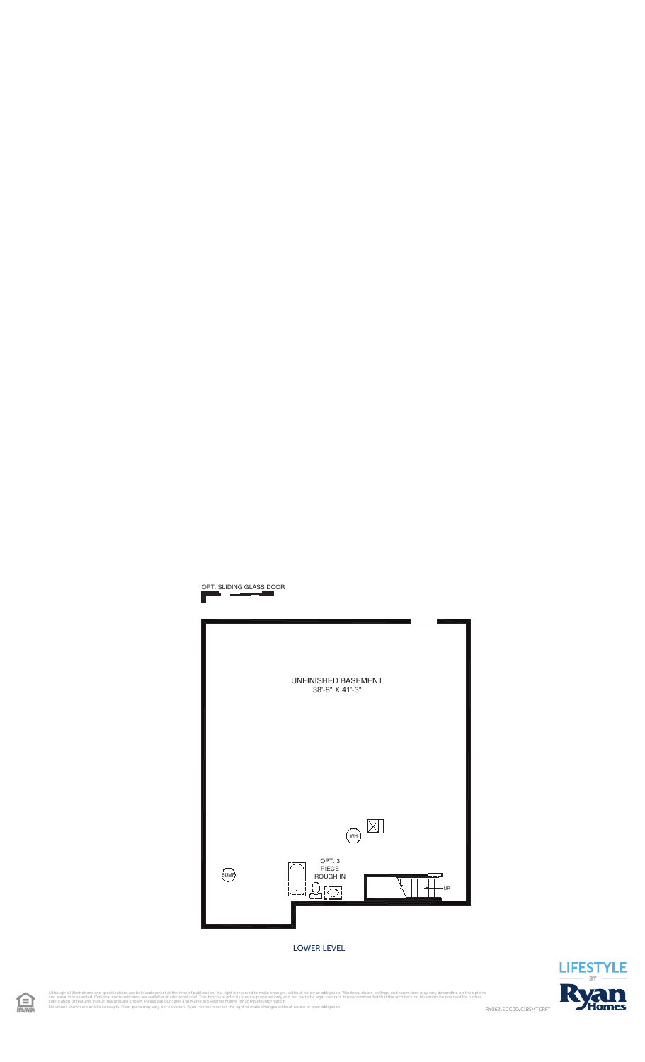OPT. SLIDING GLASS DOOR

UNFINISHED BASEMENT
38'-8" X 41'-3"

WH

OPT. 3
PIECE
ROUGH-IN

SUMP

UP

LOWER LEVEL

Although all illustrations and specifications are believed correct at the time of publication, the right is reserved to make changes, without notice or obligation. Windows, doors, ceilings, and room sizes may vary depending on the options and elevations selected. Optional items indicated are available at additional cost. This brochure is for illustrative purposes only and not part of a legal contract. It is recommended that the architectural blueprints be reviewed for further clarification of features. Not all features are shown. Please ask our Sales and Marketing Representative for complete information.
Elevations shown are artist's concepts. Floor plans may vary per elevation. Ryan Homes reserves the right to make changes without notice or prior obligation.

RY062LEDC00v01BSMTCRFT

LIFESTYLE BY Ryan Homes